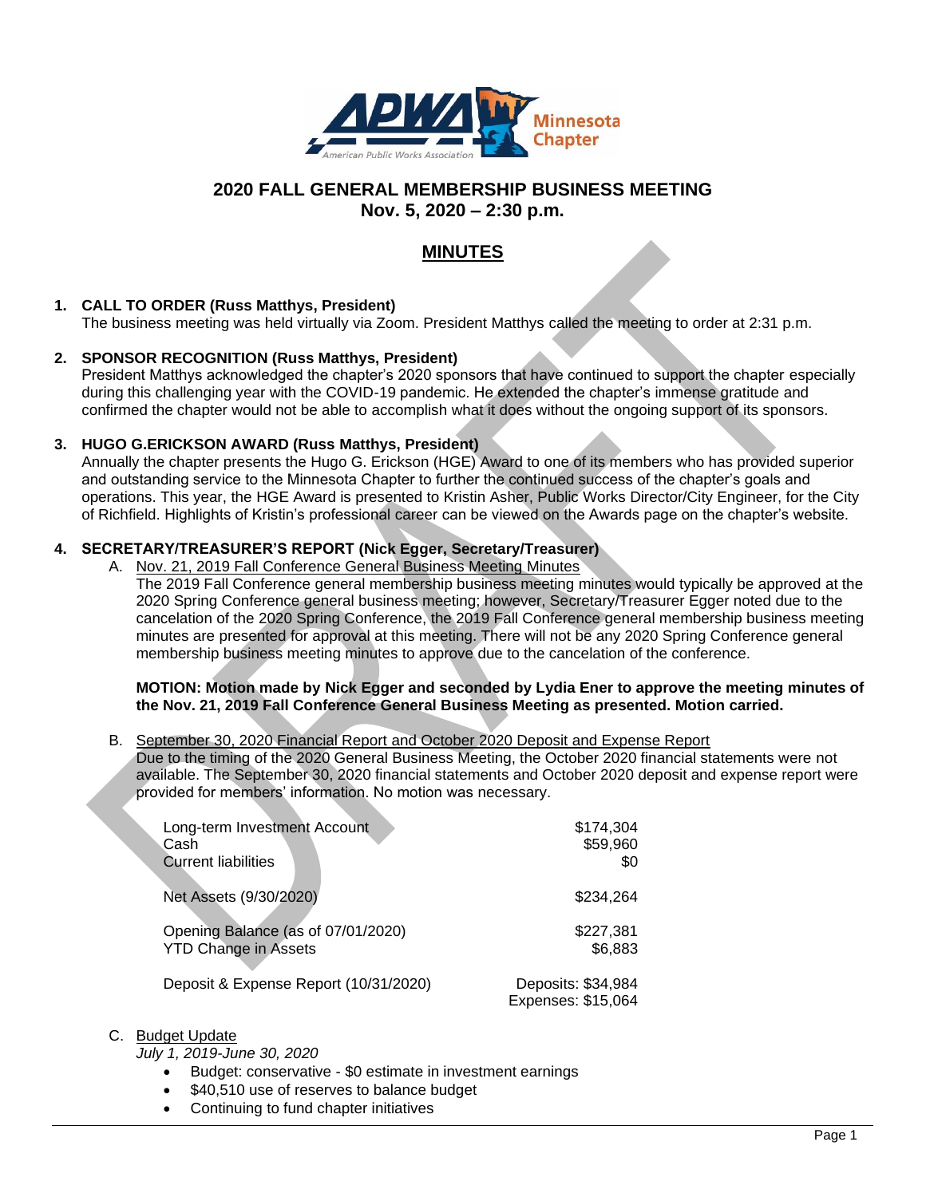# 2020 FALL GENERAL MEMBERSHIP BUSINESS MEETING
## Nov. 5, 2020 – 2:30 p.m.

## MINUTES

### 1. CALL TO ORDER (Russ Matthys, President)

The business meeting was held virtually via Zoom. President Matthys called the meeting to order at 2:31 p.m.

### 2. SPONSOR RECOGNITION (Russ Matthys, President)

President Matthys acknowledged the chapter's 2020 sponsors that have continued to support the chapter especially during this challenging year with the COVID-19 pandemic. He extended the chapter's immense gratitude and confirmed the chapter would not be able to accomplish what it does without the ongoing support of its sponsors.

### 3. HUGO G.ERICKSON AWARD (Russ Matthys, President)

Annually the chapter presents the Hugo G. Erickson (HGE) Award to one of its members who has provided superior and outstanding service to the Minnesota Chapter to further the continued success of the chapter's goals and operations. This year, the HGE Award is presented to Kristin Asher, Public Works Director/City Engineer, for the City of Richfield. Highlights of Kristin's professional career can be viewed on the Awards page on the chapter's website.

### 4. SECRETARY/TREASURER'S REPORT (Nick Egger, Secretary/Treasurer)

A. Nov. 21, 2019 Fall Conference General Business Meeting Minutes

The 2019 Fall Conference general membership business meeting minutes would typically be approved at the 2020 Spring Conference general business meeting; however, Secretary/Treasurer Egger noted due to the cancelation of the 2020 Spring Conference, the 2019 Fall Conference general membership business meeting minutes are presented for approval at this meeting. There will not be any 2020 Spring Conference general membership business meeting minutes to approve due to the cancelation of the conference.

**MOTION: Motion made by Nick Egger and seconded by Lydia Ener to approve the meeting minutes of the Nov. 21, 2019 Fall Conference General Business Meeting as presented. Motion carried.**

B. September 30, 2020 Financial Report and October 2020 Deposit and Expense Report

Due to the timing of the 2020 General Business Meeting, the October 2020 financial statements were not available. The September 30, 2020 financial statements and October 2020 deposit and expense report were provided for members' information. No motion was necessary.

| | |
|---|---|
| Long-term Investment Account | $174,304 |
| Cash | $59,960 |
| Current liabilities | $0 |
| Net Assets (9/30/2020) | $234,264 |
| Opening Balance (as of 07/01/2020) | $227,381 |
| YTD Change in Assets | $6,883 |
| Deposit & Expense Report (10/31/2020) | Deposits: $34,984<br>Expenses: $15,064 |

C. Budget Update

*July 1, 2019-June 30, 2020*

- Budget: conservative - $0 estimate in investment earnings
- $40,510 use of reserves to balance budget
- Continuing to fund chapter initiatives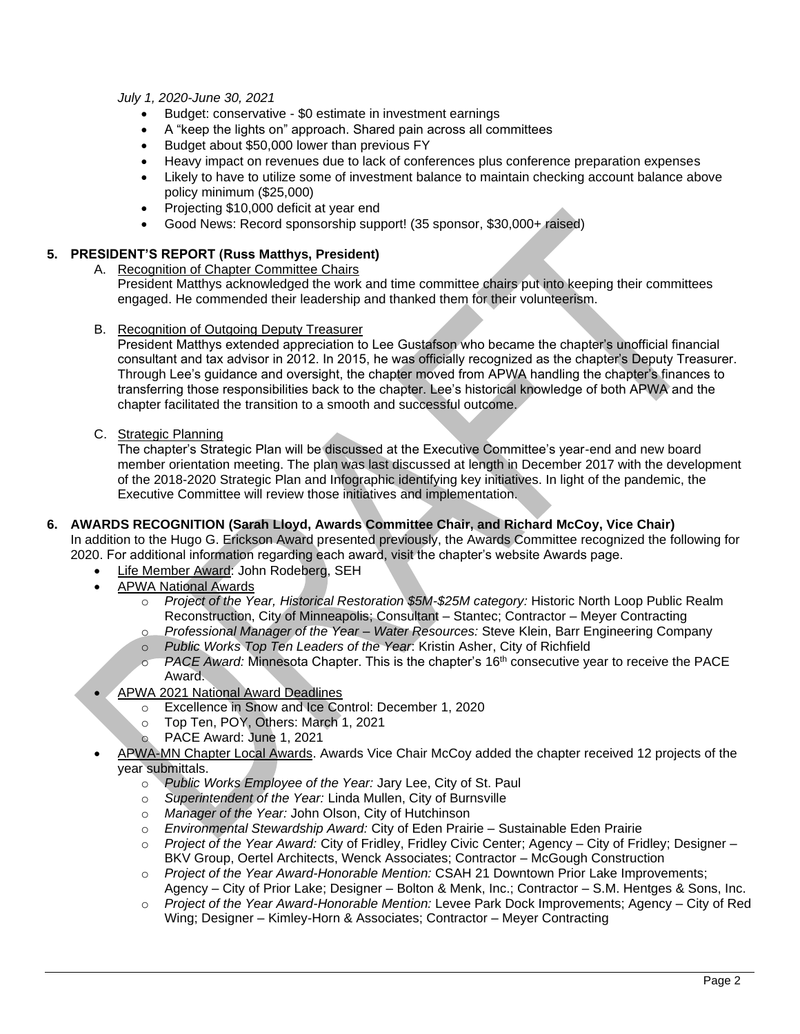*July 1, 2020-June 30, 2021*

- Budget: conservative - $0 estimate in investment earnings
- A "keep the lights on" approach. Shared pain across all committees
- Budget about $50,000 lower than previous FY
- Heavy impact on revenues due to lack of conferences plus conference preparation expenses
- Likely to have to utilize some of investment balance to maintain checking account balance above policy minimum ($25,000)
- Projecting $10,000 deficit at year end
- Good News: Record sponsorship support! (35 sponsor, $30,000+ raised)

## 5. PRESIDENT'S REPORT (Russ Matthys, President)

A. Recognition of Chapter Committee Chairs

President Matthys acknowledged the work and time committee chairs put into keeping their committees engaged. He commended their leadership and thanked them for their volunteerism.

B. Recognition of Outgoing Deputy Treasurer

President Matthys extended appreciation to Lee Gustafson who became the chapter's unofficial financial consultant and tax advisor in 2012. In 2015, he was officially recognized as the chapter's Deputy Treasurer. Through Lee's guidance and oversight, the chapter moved from APWA handling the chapter's finances to transferring those responsibilities back to the chapter. Lee's historical knowledge of both APWA and the chapter facilitated the transition to a smooth and successful outcome.

C. Strategic Planning

The chapter's Strategic Plan will be discussed at the Executive Committee's year-end and new board member orientation meeting. The plan was last discussed at length in December 2017 with the development of the 2018-2020 Strategic Plan and Infographic identifying key initiatives. In light of the pandemic, the Executive Committee will review those initiatives and implementation.

## 6. AWARDS RECOGNITION (Sarah Lloyd, Awards Committee Chair, and Richard McCoy, Vice Chair)

In addition to the Hugo G. Erickson Award presented previously, the Awards Committee recognized the following for 2020. For additional information regarding each award, visit the chapter's website Awards page.

- Life Member Award: John Rodeberg, SEH
- APWA National Awards
  - *Project of the Year, Historical Restoration $5M-$25M category:* Historic North Loop Public Realm Reconstruction, City of Minneapolis; Consultant – Stantec; Contractor – Meyer Contracting
  - *Professional Manager of the Year – Water Resources:* Steve Klein, Barr Engineering Company
  - *Public Works Top Ten Leaders of the Year*: Kristin Asher, City of Richfield
  - *PACE Award:* Minnesota Chapter. This is the chapter's 16th consecutive year to receive the PACE Award.
- APWA 2021 National Award Deadlines
  - Excellence in Snow and Ice Control: December 1, 2020
  - Top Ten, POY, Others: March 1, 2021
  - PACE Award: June 1, 2021
- APWA-MN Chapter Local Awards. Awards Vice Chair McCoy added the chapter received 12 projects of the year submittals.
  - *Public Works Employee of the Year:* Jary Lee, City of St. Paul
  - *Superintendent of the Year:* Linda Mullen, City of Burnsville
  - *Manager of the Year:* John Olson, City of Hutchinson
  - *Environmental Stewardship Award:* City of Eden Prairie – Sustainable Eden Prairie
  - *Project of the Year Award:* City of Fridley, Fridley Civic Center; Agency – City of Fridley; Designer – BKV Group, Oertel Architects, Wenck Associates; Contractor – McGough Construction
  - *Project of the Year Award-Honorable Mention:* CSAH 21 Downtown Prior Lake Improvements; Agency – City of Prior Lake; Designer – Bolton & Menk, Inc.; Contractor – S.M. Hentges & Sons, Inc.
  - *Project of the Year Award-Honorable Mention:* Levee Park Dock Improvements; Agency – City of Red Wing; Designer – Kimley-Horn & Associates; Contractor – Meyer Contracting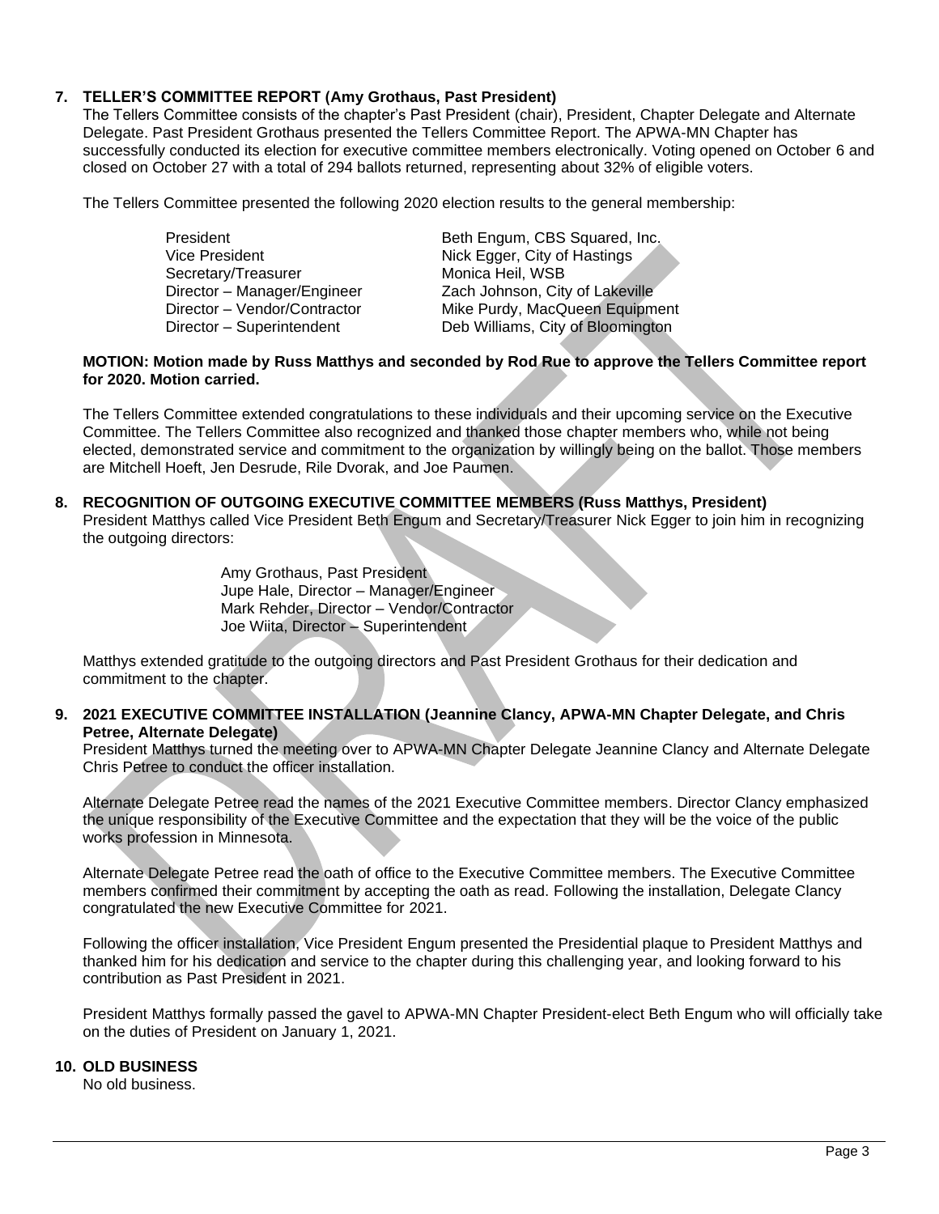## 7. TELLER'S COMMITTEE REPORT (Amy Grothaus, Past President)

The Tellers Committee consists of the chapter's Past President (chair), President, Chapter Delegate and Alternate Delegate. Past President Grothaus presented the Tellers Committee Report. The APWA-MN Chapter has successfully conducted its election for executive committee members electronically. Voting opened on October 6 and closed on October 27 with a total of 294 ballots returned, representing about 32% of eligible voters.

The Tellers Committee presented the following 2020 election results to the general membership:

| | |
|---|---|
| President | Beth Engum, CBS Squared, Inc. |
| Vice President | Nick Egger, City of Hastings |
| Secretary/Treasurer | Monica Heil, WSB |
| Director – Manager/Engineer | Zach Johnson, City of Lakeville |
| Director – Vendor/Contractor | Mike Purdy, MacQueen Equipment |
| Director – Superintendent | Deb Williams, City of Bloomington |

**MOTION: Motion made by Russ Matthys and seconded by Rod Rue to approve the Tellers Committee report for 2020. Motion carried.**

The Tellers Committee extended congratulations to these individuals and their upcoming service on the Executive Committee. The Tellers Committee also recognized and thanked those chapter members who, while not being elected, demonstrated service and commitment to the organization by willingly being on the ballot. Those members are Mitchell Hoeft, Jen Desrude, Rile Dvorak, and Joe Paumen.

## 8. RECOGNITION OF OUTGOING EXECUTIVE COMMITTEE MEMBERS (Russ Matthys, President)

President Matthys called Vice President Beth Engum and Secretary/Treasurer Nick Egger to join him in recognizing the outgoing directors:

Amy Grothaus, Past President
Jupe Hale, Director – Manager/Engineer
Mark Rehder, Director – Vendor/Contractor
Joe Wiita, Director – Superintendent

Matthys extended gratitude to the outgoing directors and Past President Grothaus for their dedication and commitment to the chapter.

## 9. 2021 EXECUTIVE COMMITTEE INSTALLATION (Jeannine Clancy, APWA-MN Chapter Delegate, and Chris Petree, Alternate Delegate)

President Matthys turned the meeting over to APWA-MN Chapter Delegate Jeannine Clancy and Alternate Delegate Chris Petree to conduct the officer installation.

Alternate Delegate Petree read the names of the 2021 Executive Committee members. Director Clancy emphasized the unique responsibility of the Executive Committee and the expectation that they will be the voice of the public works profession in Minnesota.

Alternate Delegate Petree read the oath of office to the Executive Committee members. The Executive Committee members confirmed their commitment by accepting the oath as read. Following the installation, Delegate Clancy congratulated the new Executive Committee for 2021.

Following the officer installation, Vice President Engum presented the Presidential plaque to President Matthys and thanked him for his dedication and service to the chapter during this challenging year, and looking forward to his contribution as Past President in 2021.

President Matthys formally passed the gavel to APWA-MN Chapter President-elect Beth Engum who will officially take on the duties of President on January 1, 2021.

## 10. OLD BUSINESS

No old business.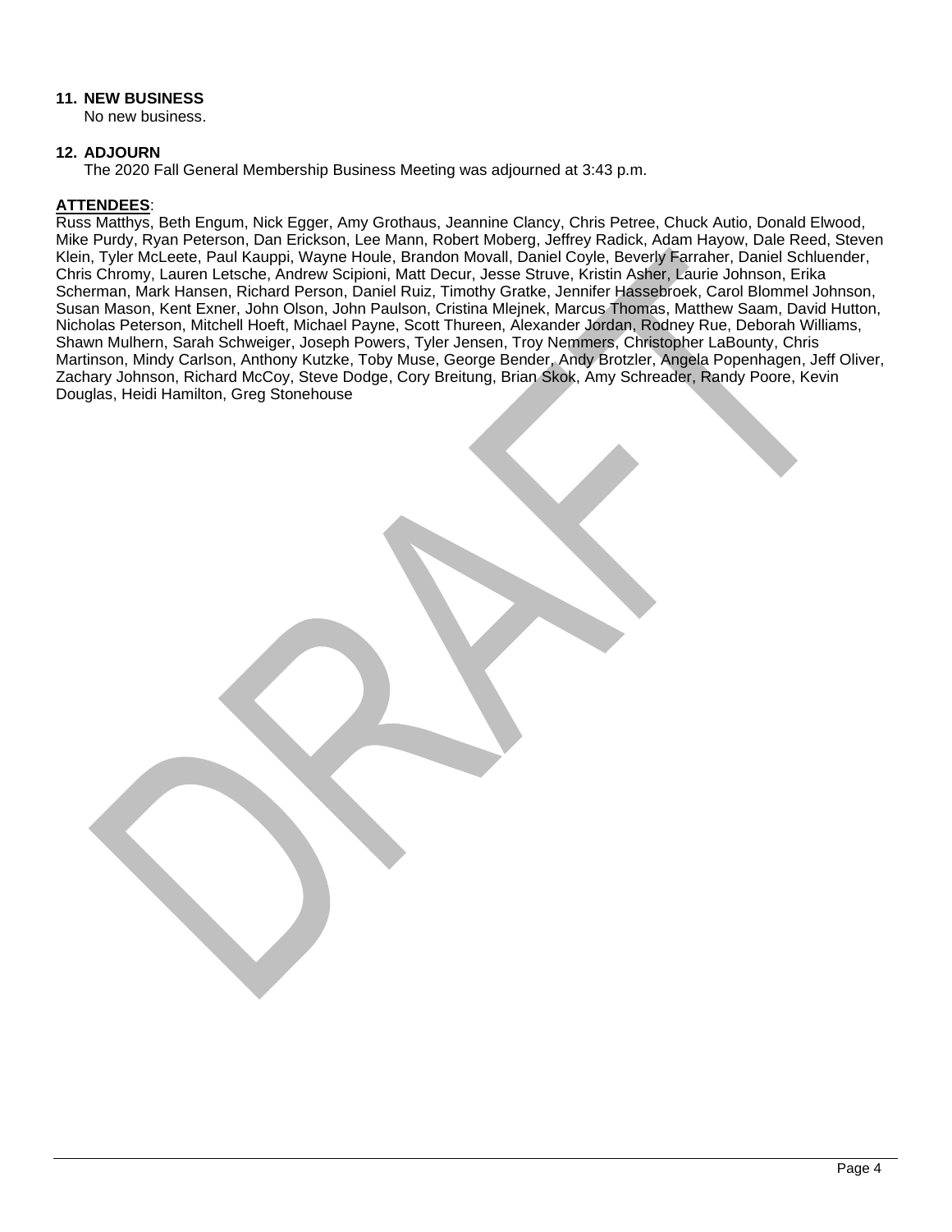**11. NEW BUSINESS**

No new business.

**12. ADJOURN**

The 2020 Fall General Membership Business Meeting was adjourned at 3:43 p.m.

**ATTENDEES**:

Russ Matthys, Beth Engum, Nick Egger, Amy Grothaus, Jeannine Clancy, Chris Petree, Chuck Autio, Donald Elwood, Mike Purdy, Ryan Peterson, Dan Erickson, Lee Mann, Robert Moberg, Jeffrey Radick, Adam Hayow, Dale Reed, Steven Klein, Tyler McLeete, Paul Kauppi, Wayne Houle, Brandon Movall, Daniel Coyle, Beverly Farraher, Daniel Schluender, Chris Chromy, Lauren Letsche, Andrew Scipioni, Matt Decur, Jesse Struve, Kristin Asher, Laurie Johnson, Erika Scherman, Mark Hansen, Richard Person, Daniel Ruiz, Timothy Gratke, Jennifer Hassebroek, Carol Blommel Johnson, Susan Mason, Kent Exner, John Olson, John Paulson, Cristina Mlejnek, Marcus Thomas, Matthew Saam, David Hutton, Nicholas Peterson, Mitchell Hoeft, Michael Payne, Scott Thureen, Alexander Jordan, Rodney Rue, Deborah Williams, Shawn Mulhern, Sarah Schweiger, Joseph Powers, Tyler Jensen, Troy Nemmers, Christopher LaBounty, Chris Martinson, Mindy Carlson, Anthony Kutzke, Toby Muse, George Bender, Andy Brotzler, Angela Popenhagen, Jeff Oliver, Zachary Johnson, Richard McCoy, Steve Dodge, Cory Breitung, Brian Skok, Amy Schreader, Randy Poore, Kevin Douglas, Heidi Hamilton, Greg Stonehouse